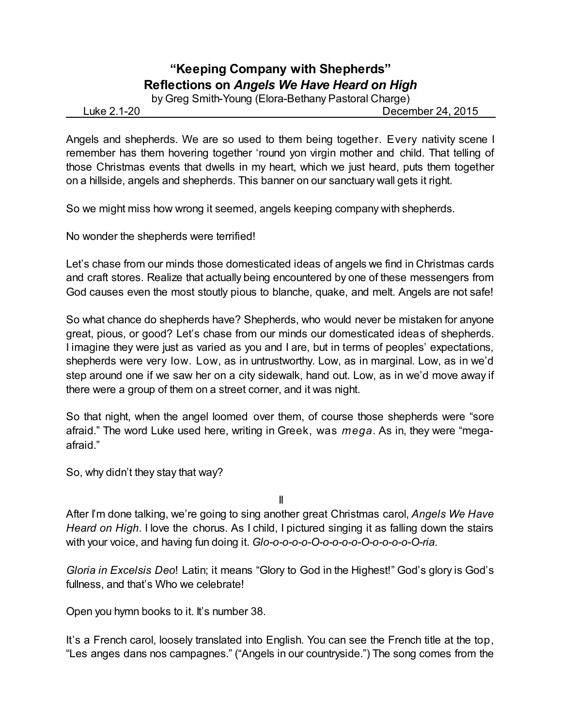# "Keeping Company with Shepherds"
## Reflections on *Angels We Have Heard on High*

by Greg Smith-Young (Elora-Bethany Pastoral Charge)

Luke 2.1-20 December 24, 2015

Angels and shepherds. We are so used to them being together. Every nativity scene I remember has them hovering together 'round yon virgin mother and child. That telling of those Christmas events that dwells in my heart, which we just heard, puts them together on a hillside, angels and shepherds. This banner on our sanctuary wall gets it right.

So we might miss how wrong it seemed, angels keeping company with shepherds.

No wonder the shepherds were terrified!

Let's chase from our minds those domesticated ideas of angels we find in Christmas cards and craft stores. Realize that actually being encountered by one of these messengers from God causes even the most stoutly pious to blanche, quake, and melt. Angels are not safe!

So what chance do shepherds have? Shepherds, who would never be mistaken for anyone great, pious, or good? Let's chase from our minds our domesticated ideas of shepherds. I imagine they were just as varied as you and I are, but in terms of peoples' expectations, shepherds were very low. Low, as in untrustworthy. Low, as in marginal. Low, as in we'd step around one if we saw her on a city sidewalk, hand out. Low, as in we'd move away if there were a group of them on a street corner, and it was night.

So that night, when the angel loomed over them, of course those shepherds were "sore afraid." The word Luke used here, writing in Greek, was *mega*. As in, they were "mega-afraid."

So, why didn't they stay that way?

II

After I'm done talking, we're going to sing another great Christmas carol, *Angels We Have Heard on High*. I love the chorus. As I child, I pictured singing it as falling down the stairs with your voice, and having fun doing it. *Glo-o-o-o-o-O-o-o-o-o-O-o-o-o-o-O-ria.*

*Gloria in Excelsis Deo*! Latin; it means "Glory to God in the Highest!" God's glory is God's fullness, and that's Who we celebrate!

Open you hymn books to it. It's number 38.

It's a French carol, loosely translated into English. You can see the French title at the top, "Les anges dans nos campagnes." ("Angels in our countryside.") The song comes from the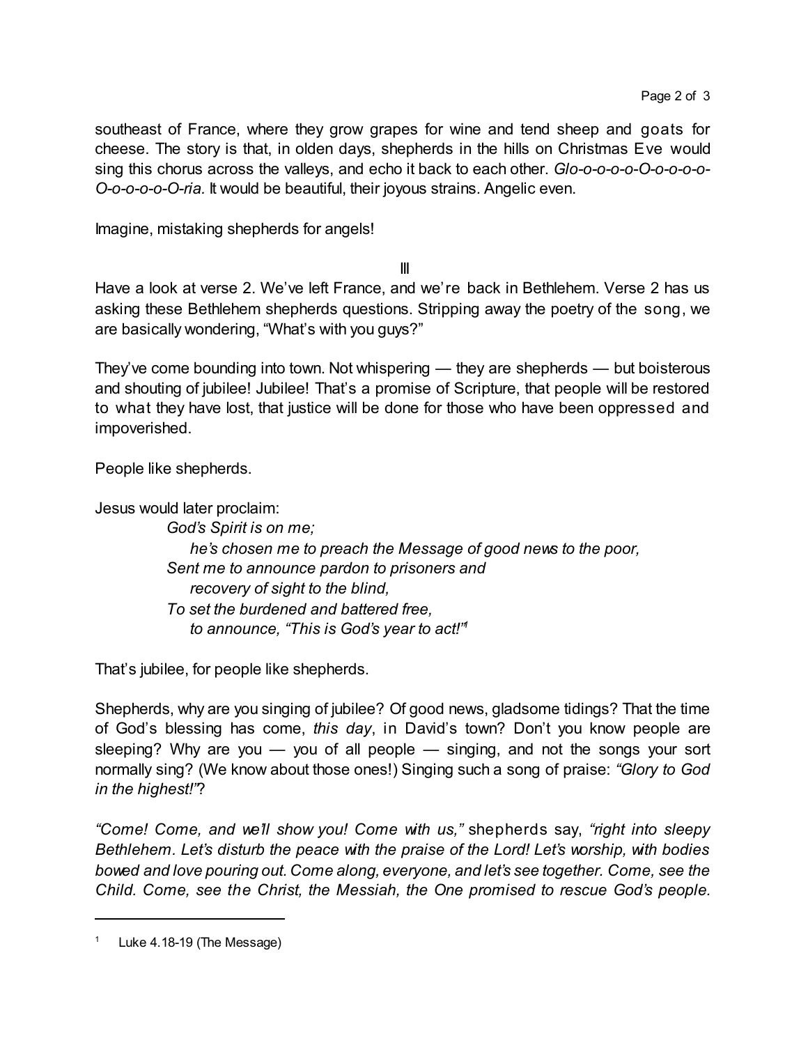southeast of France, where they grow grapes for wine and tend sheep and goats for cheese. The story is that, in olden days, shepherds in the hills on Christmas Eve would sing this chorus across the valleys, and echo it back to each other. *Glo-o-o-o-o-O-o-o-o-o-O-o-o-o-o-O-ria.* It would be beautiful, their joyous strains. Angelic even.

Imagine, mistaking shepherds for angels!

III

Have a look at verse 2. We've left France, and we're back in Bethlehem. Verse 2 has us asking these Bethlehem shepherds questions. Stripping away the poetry of the song, we are basically wondering, "What's with you guys?"

They've come bounding into town. Not whispering — they are shepherds — but boisterous and shouting of jubilee! Jubilee! That's a promise of Scripture, that people will be restored to what they have lost, that justice will be done for those who have been oppressed and impoverished.

People like shepherds.

Jesus would later proclaim:

> *God's Spirit is on me;*
> *he's chosen me to preach the Message of good news to the poor,*
> *Sent me to announce pardon to prisoners and*
> *recovery of sight to the blind,*
> *To set the burdened and battered free,*
> *to announce, "This is God's year to act!"*[1]

That's jubilee, for people like shepherds.

Shepherds, why are you singing of jubilee? Of good news, gladsome tidings? That the time of God's blessing has come, *this day*, in David's town? Don't you know people are sleeping? Why are you — you of all people — singing, and not the songs your sort normally sing? (We know about those ones!) Singing such a song of praise: *"Glory to God in the highest!"*?

*"Come! Come, and we'll show you! Come with us,"* shepherds say, *"right into sleepy Bethlehem. Let's disturb the peace with the praise of the Lord! Let's worship, with bodies bowed and love pouring out. Come along, everyone, and let's see together. Come, see the Child. Come, see the Christ, the Messiah, the One promised to rescue God's people.*

---

[1] Luke 4.18-19 (The Message)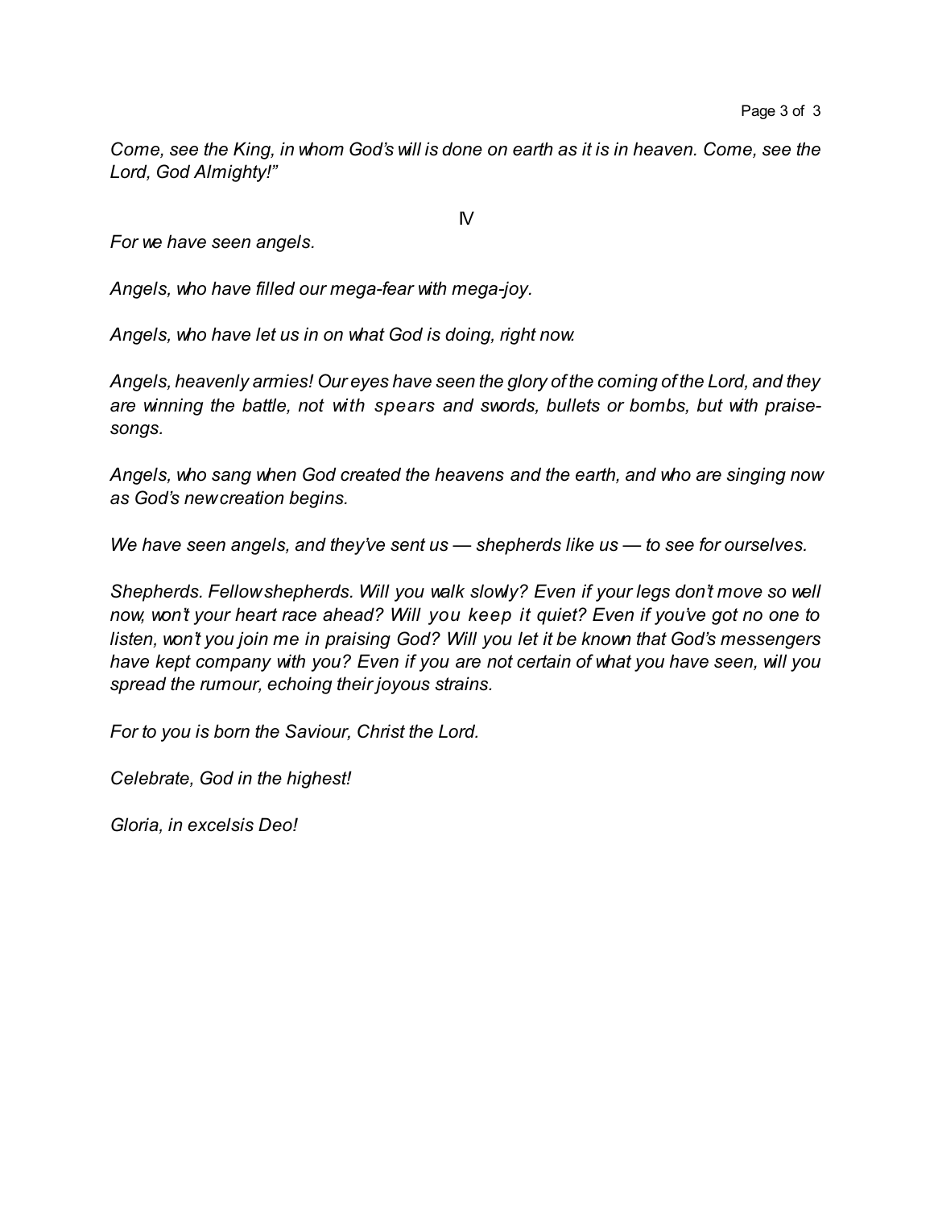*Come, see the King, in whom God's will is done on earth as it is in heaven. Come, see the Lord, God Almighty!"*

IV

*For we have seen angels.*

*Angels, who have filled our mega-fear with mega-joy.*

*Angels, who have let us in on what God is doing, right now.*

*Angels, heavenly armies! Our eyes have seen the glory of the coming of the Lord, and they are winning the battle, not with spears and swords, bullets or bombs, but with praise-songs.*

*Angels, who sang when God created the heavens and the earth, and who are singing now as God's new creation begins.*

*We have seen angels, and they've sent us — shepherds like us — to see for ourselves.*

*Shepherds. Fellow shepherds. Will you walk slowly? Even if your legs don't move so well now, won't your heart race ahead? Will you keep it quiet? Even if you've got no one to listen, won't you join me in praising God? Will you let it be known that God's messengers have kept company with you? Even if you are not certain of what you have seen, will you spread the rumour, echoing their joyous strains.*

*For to you is born the Saviour, Christ the Lord.*

*Celebrate, God in the highest!*

*Gloria, in excelsis Deo!*